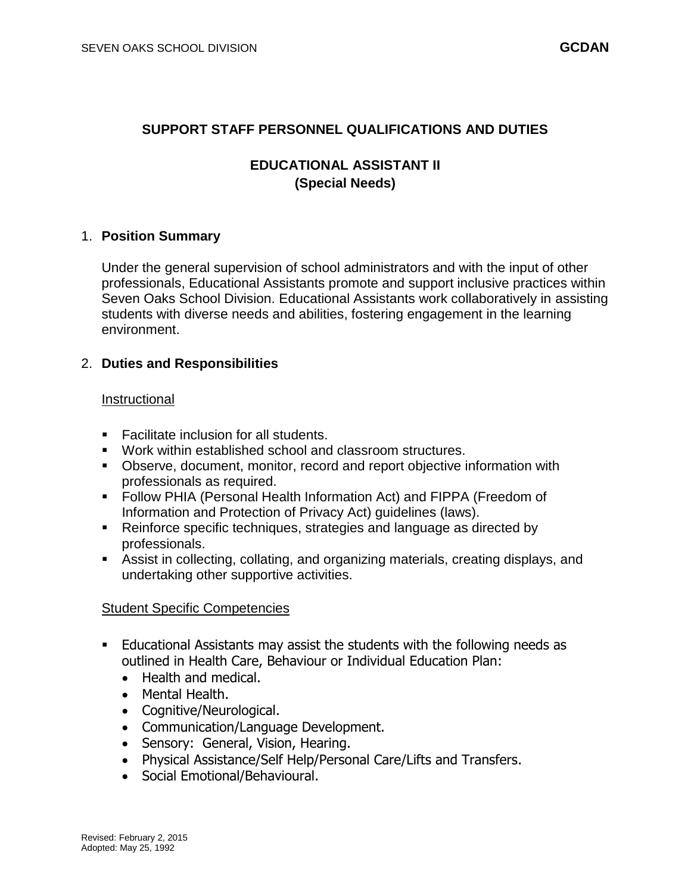## SUPPORT STAFF PERSONNEL QUALIFICATIONS AND DUTIES

## EDUCATIONAL ASSISTANT II
## (Special Needs)

1. **Position Summary**

   Under the general supervision of school administrators and with the input of other professionals, Educational Assistants promote and support inclusive practices within Seven Oaks School Division. Educational Assistants work collaboratively in assisting students with diverse needs and abilities, fostering engagement in the learning environment.

2. **Duties and Responsibilities**

   Instructional

   - Facilitate inclusion for all students.
   - Work within established school and classroom structures.
   - Observe, document, monitor, record and report objective information with professionals as required.
   - Follow PHIA (Personal Health Information Act) and FIPPA (Freedom of Information and Protection of Privacy Act) guidelines (laws).
   - Reinforce specific techniques, strategies and language as directed by professionals.
   - Assist in collecting, collating, and organizing materials, creating displays, and undertaking other supportive activities.

   Student Specific Competencies

   - Educational Assistants may assist the students with the following needs as outlined in Health Care, Behaviour or Individual Education Plan:
     - Health and medical.
     - Mental Health.
     - Cognitive/Neurological.
     - Communication/Language Development.
     - Sensory: General, Vision, Hearing.
     - Physical Assistance/Self Help/Personal Care/Lifts and Transfers.
     - Social Emotional/Behavioural.

Revised: February 2, 2015
Adopted: May 25, 1992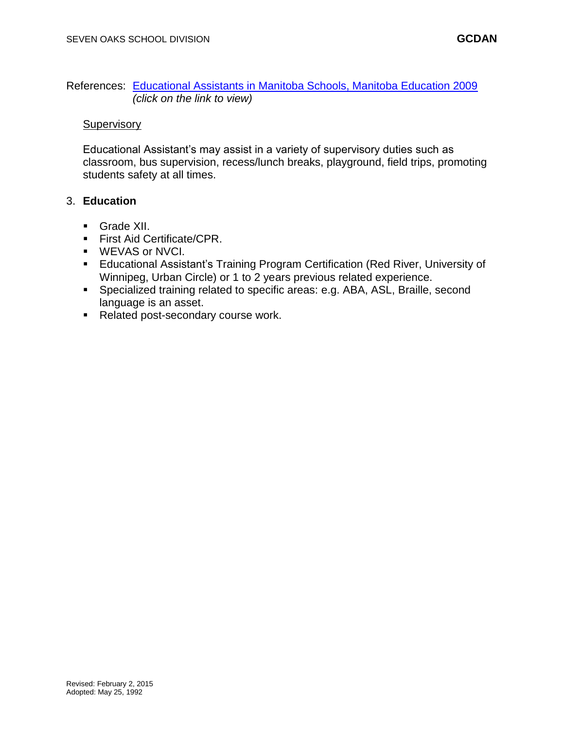References: [Educational Assistants in Manitoba Schools, Manitoba Education 2009](#)
*(click on the link to view)*

Supervisory

Educational Assistant's may assist in a variety of supervisory duties such as classroom, bus supervision, recess/lunch breaks, playground, field trips, promoting students safety at all times.

3. **Education**

- Grade XII.
- First Aid Certificate/CPR.
- WEVAS or NVCI.
- Educational Assistant's Training Program Certification (Red River, University of Winnipeg, Urban Circle) or 1 to 2 years previous related experience.
- Specialized training related to specific areas: e.g. ABA, ASL, Braille, second language is an asset.
- Related post-secondary course work.

Revised: February 2, 2015
Adopted: May 25, 1992